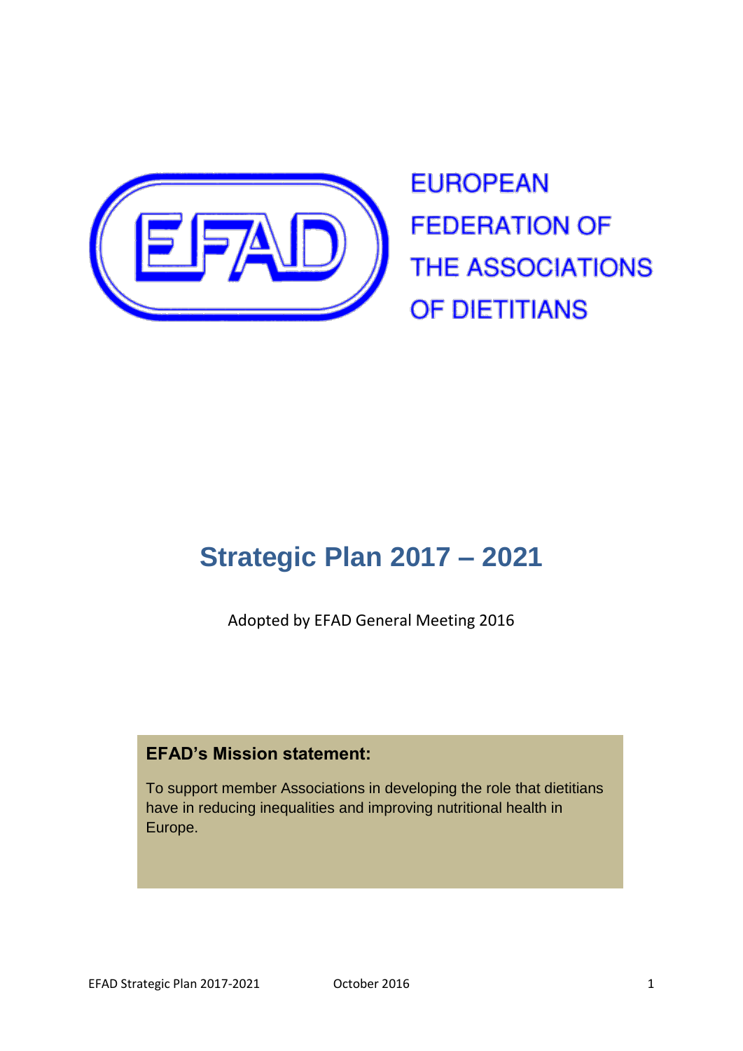EUROPEAN FEDERATION OF THE ASSOCIATIONS OF DIETITIANS

# Strategic Plan 2017 – 2021

Adopted by EFAD General Meeting 2016

**EFAD's Mission statement:**

To support member Associations in developing the role that dietitians have in reducing inequalities and improving nutritional health in Europe.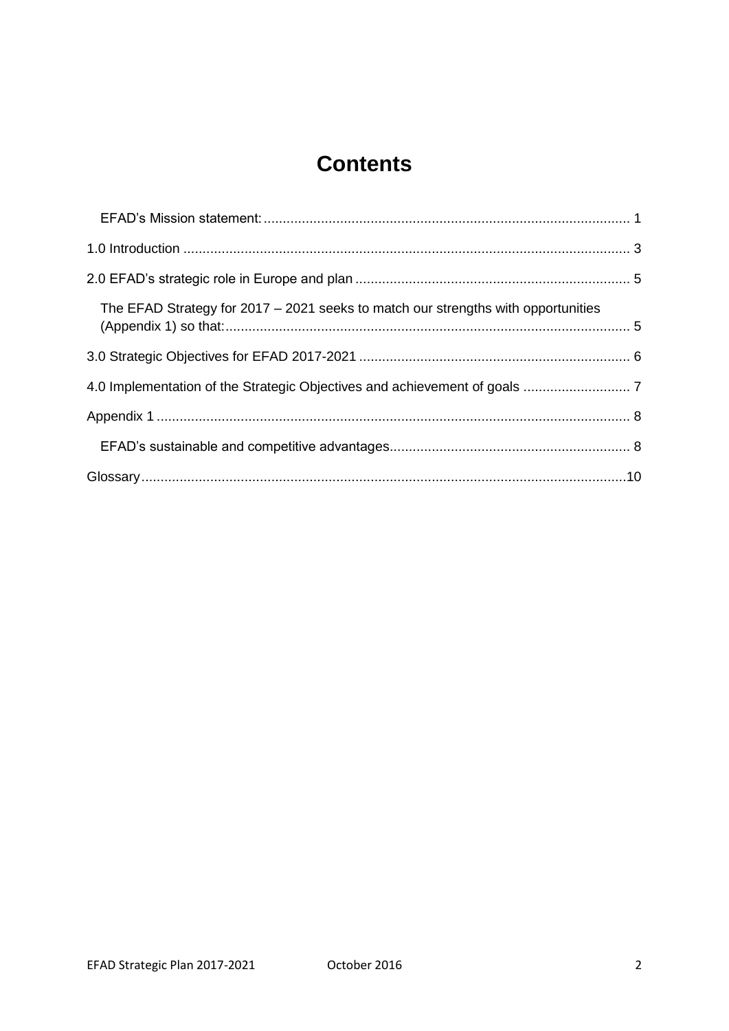# Contents

EFAD's Mission statement: ............................................................................................... 1

1.0 Introduction ..................................................................................................................... 3

2.0 EFAD's strategic role in Europe and plan ........................................................................ 5

The EFAD Strategy for 2017 – 2021 seeks to match our strengths with opportunities (Appendix 1) so that: ......................................................................................................... 5

3.0 Strategic Objectives for EFAD 2017-2021 ....................................................................... 6

4.0 Implementation of the Strategic Objectives and achievement of goals ............................ 7

Appendix 1 ........................................................................................................................... 8

EFAD's sustainable and competitive advantages............................................................... 8

Glossary..............................................................................................................................10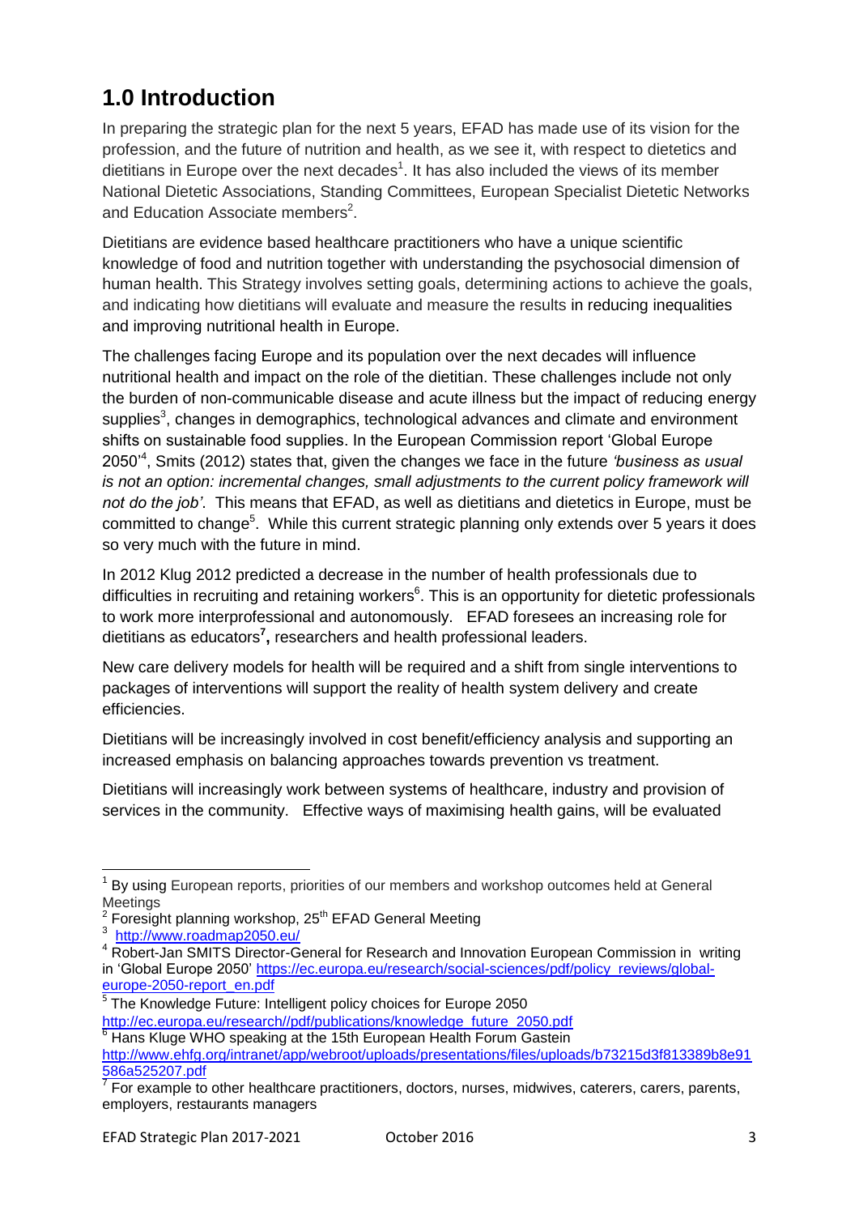# 1.0 Introduction

In preparing the strategic plan for the next 5 years, EFAD has made use of its vision for the profession, and the future of nutrition and health, as we see it, with respect to dietetics and dietitians in Europe over the next decades[1]. It has also included the views of its member National Dietetic Associations, Standing Committees, European Specialist Dietetic Networks and Education Associate members[2].

Dietitians are evidence based healthcare practitioners who have a unique scientific knowledge of food and nutrition together with understanding the psychosocial dimension of human health. This Strategy involves setting goals, determining actions to achieve the goals, and indicating how dietitians will evaluate and measure the results in reducing inequalities and improving nutritional health in Europe.

The challenges facing Europe and its population over the next decades will influence nutritional health and impact on the role of the dietitian. These challenges include not only the burden of non-communicable disease and acute illness but the impact of reducing energy supplies[3], changes in demographics, technological advances and climate and environment shifts on sustainable food supplies. In the European Commission report 'Global Europe 2050'[4], Smits (2012) states that, given the changes we face in the future *'business as usual is not an option: incremental changes, small adjustments to the current policy framework will not do the job'.* This means that EFAD, as well as dietitians and dietetics in Europe, must be committed to change[5]. While this current strategic planning only extends over 5 years it does so very much with the future in mind.

In 2012 Klug 2012 predicted a decrease in the number of health professionals due to difficulties in recruiting and retaining workers[6]. This is an opportunity for dietetic professionals to work more interprofessional and autonomously. EFAD foresees an increasing role for dietitians as educators**[7],** researchers and health professional leaders.

New care delivery models for health will be required and a shift from single interventions to packages of interventions will support the reality of health system delivery and create efficiencies.

Dietitians will be increasingly involved in cost benefit/efficiency analysis and supporting an increased emphasis on balancing approaches towards prevention vs treatment.

Dietitians will increasingly work between systems of healthcare, industry and provision of services in the community. Effective ways of maximising health gains, will be evaluated

---

[1] By using European reports, priorities of our members and workshop outcomes held at General Meetings

[2] Foresight planning workshop, 25th EFAD General Meeting

[3] http://www.roadmap2050.eu/

[4] Robert-Jan SMITS Director-General for Research and Innovation European Commission in writing in 'Global Europe 2050' https://ec.europa.eu/research/social-sciences/pdf/policy_reviews/global-europe-2050-report_en.pdf

[5] The Knowledge Future: Intelligent policy choices for Europe 2050 http://ec.europa.eu/research//pdf/publications/knowledge_future_2050.pdf

[6] Hans Kluge WHO speaking at the 15th European Health Forum Gastein http://www.ehfg.org/intranet/app/webroot/uploads/presentations/files/uploads/b73215d3f813389b8e91586a525207.pdf

[7] For example to other healthcare practitioners, doctors, nurses, midwives, caterers, carers, parents, employers, restaurants managers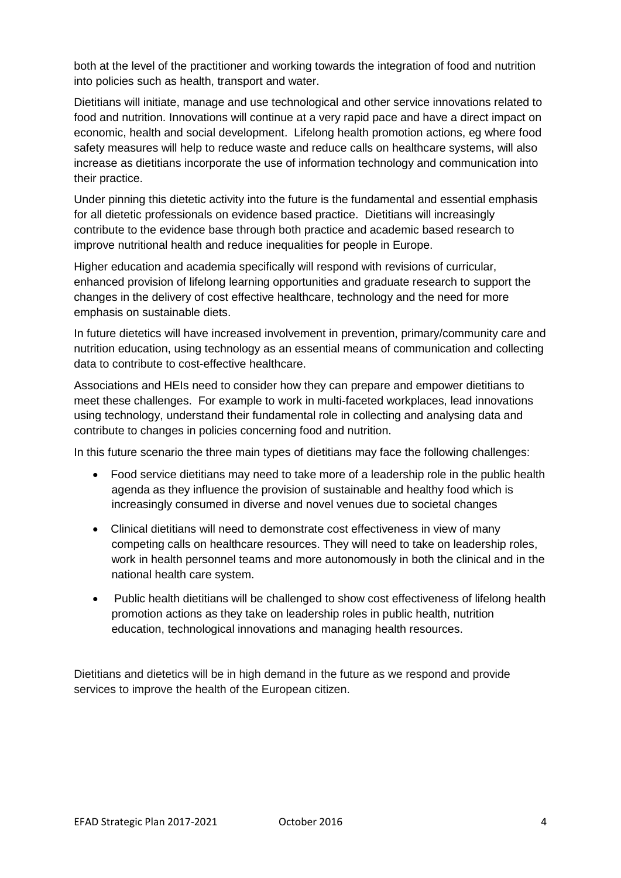both at the level of the practitioner and working towards the integration of food and nutrition into policies such as health, transport and water.

Dietitians will initiate, manage and use technological and other service innovations related to food and nutrition. Innovations will continue at a very rapid pace and have a direct impact on economic, health and social development. Lifelong health promotion actions, eg where food safety measures will help to reduce waste and reduce calls on healthcare systems, will also increase as dietitians incorporate the use of information technology and communication into their practice.

Under pinning this dietetic activity into the future is the fundamental and essential emphasis for all dietetic professionals on evidence based practice. Dietitians will increasingly contribute to the evidence base through both practice and academic based research to improve nutritional health and reduce inequalities for people in Europe.

Higher education and academia specifically will respond with revisions of curricular, enhanced provision of lifelong learning opportunities and graduate research to support the changes in the delivery of cost effective healthcare, technology and the need for more emphasis on sustainable diets.

In future dietetics will have increased involvement in prevention, primary/community care and nutrition education, using technology as an essential means of communication and collecting data to contribute to cost-effective healthcare.

Associations and HEIs need to consider how they can prepare and empower dietitians to meet these challenges. For example to work in multi-faceted workplaces, lead innovations using technology, understand their fundamental role in collecting and analysing data and contribute to changes in policies concerning food and nutrition.

In this future scenario the three main types of dietitians may face the following challenges:

- Food service dietitians may need to take more of a leadership role in the public health agenda as they influence the provision of sustainable and healthy food which is increasingly consumed in diverse and novel venues due to societal changes
- Clinical dietitians will need to demonstrate cost effectiveness in view of many competing calls on healthcare resources. They will need to take on leadership roles, work in health personnel teams and more autonomously in both the clinical and in the national health care system.
- Public health dietitians will be challenged to show cost effectiveness of lifelong health promotion actions as they take on leadership roles in public health, nutrition education, technological innovations and managing health resources.

Dietitians and dietetics will be in high demand in the future as we respond and provide services to improve the health of the European citizen.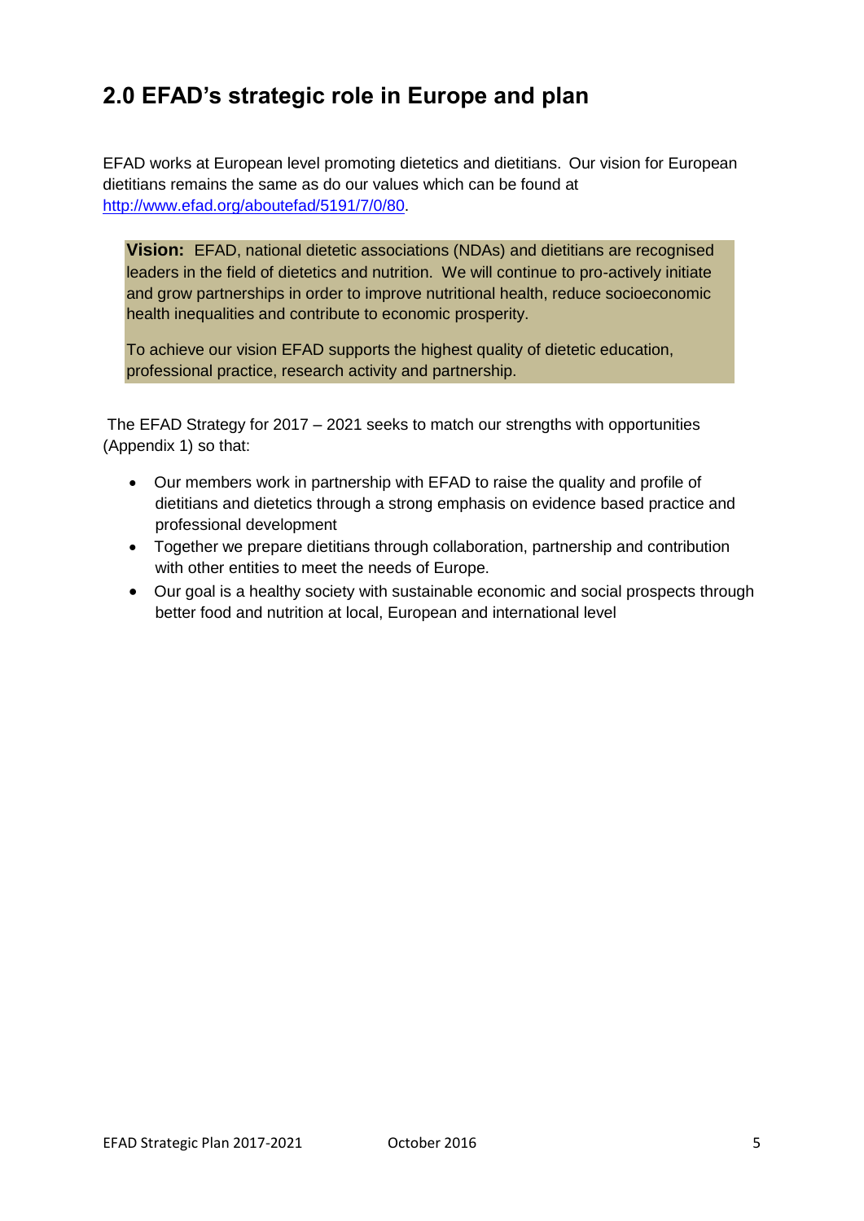## 2.0 EFAD's strategic role in Europe and plan

EFAD works at European level promoting dietetics and dietitians. Our vision for European dietitians remains the same as do our values which can be found at [http://www.efad.org/aboutefad/5191/7/0/80](http://www.efad.org/aboutefad/5191/7/0/80).

> **Vision:** EFAD, national dietetic associations (NDAs) and dietitians are recognised leaders in the field of dietetics and nutrition. We will continue to pro-actively initiate and grow partnerships in order to improve nutritional health, reduce socioeconomic health inequalities and contribute to economic prosperity.
>
> To achieve our vision EFAD supports the highest quality of dietetic education, professional practice, research activity and partnership.

The EFAD Strategy for 2017 – 2021 seeks to match our strengths with opportunities (Appendix 1) so that:

- Our members work in partnership with EFAD to raise the quality and profile of dietitians and dietetics through a strong emphasis on evidence based practice and professional development
- Together we prepare dietitians through collaboration, partnership and contribution with other entities to meet the needs of Europe.
- Our goal is a healthy society with sustainable economic and social prospects through better food and nutrition at local, European and international level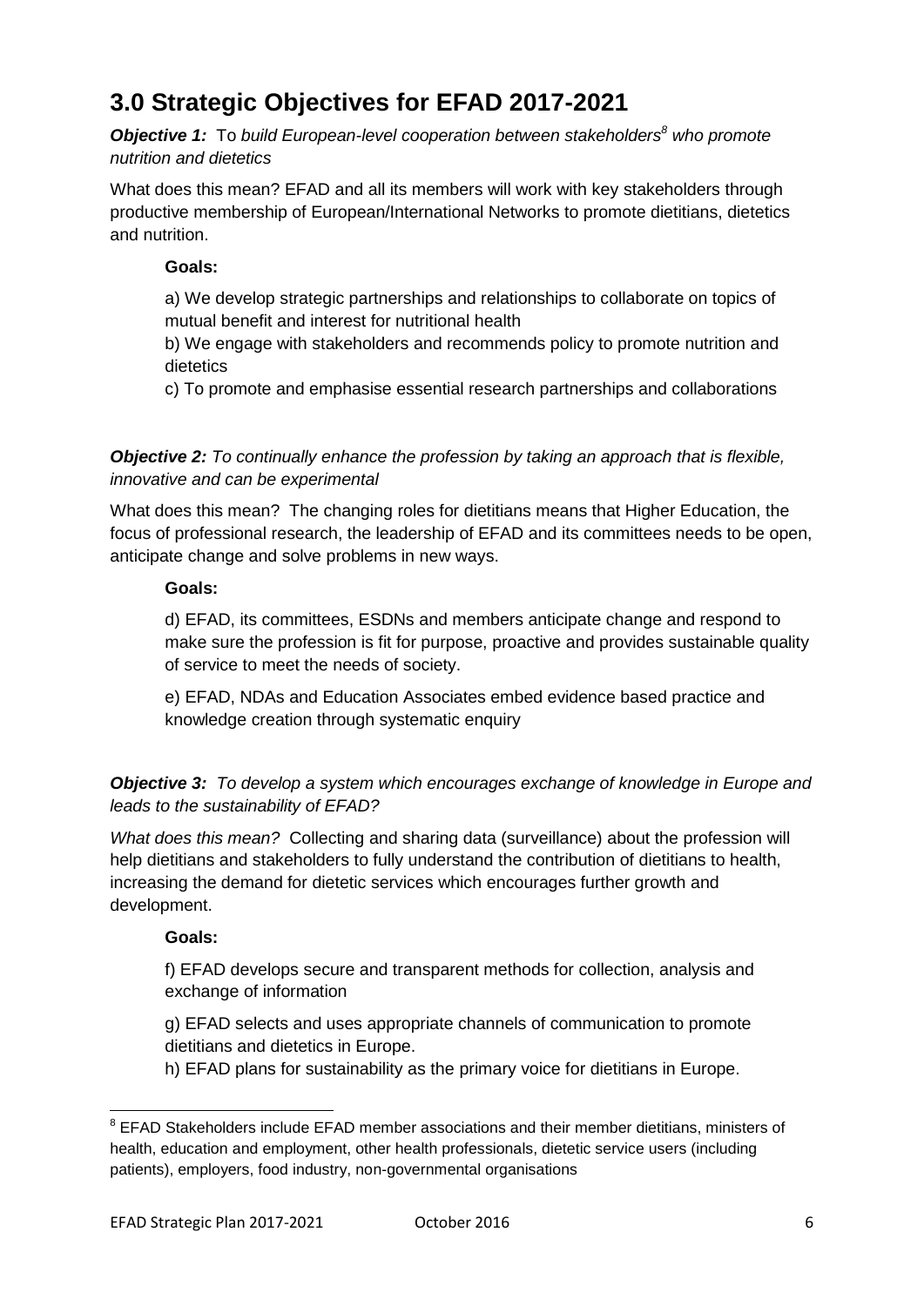## 3.0 Strategic Objectives for EFAD 2017-2021

***Objective 1:*** *To build European-level cooperation between stakeholders[8] who promote nutrition and dietetics*

What does this mean? EFAD and all its members will work with key stakeholders through productive membership of European/International Networks to promote dietitians, dietetics and nutrition.

**Goals:**

a) We develop strategic partnerships and relationships to collaborate on topics of mutual benefit and interest for nutritional health

b) We engage with stakeholders and recommends policy to promote nutrition and dietetics

c) To promote and emphasise essential research partnerships and collaborations

***Objective 2:*** *To continually enhance the profession by taking an approach that is flexible, innovative and can be experimental*

What does this mean? The changing roles for dietitians means that Higher Education, the focus of professional research, the leadership of EFAD and its committees needs to be open, anticipate change and solve problems in new ways.

**Goals:**

d) EFAD, its committees, ESDNs and members anticipate change and respond to make sure the profession is fit for purpose, proactive and provides sustainable quality of service to meet the needs of society.

e) EFAD, NDAs and Education Associates embed evidence based practice and knowledge creation through systematic enquiry

***Objective 3:*** *To develop a system which encourages exchange of knowledge in Europe and leads to the sustainability of EFAD?*

*What does this mean?* Collecting and sharing data (surveillance) about the profession will help dietitians and stakeholders to fully understand the contribution of dietitians to health, increasing the demand for dietetic services which encourages further growth and development.

**Goals:**

f) EFAD develops secure and transparent methods for collection, analysis and exchange of information

g) EFAD selects and uses appropriate channels of communication to promote dietitians and dietetics in Europe.

h) EFAD plans for sustainability as the primary voice for dietitians in Europe.

---

[8] EFAD Stakeholders include EFAD member associations and their member dietitians, ministers of health, education and employment, other health professionals, dietetic service users (including patients), employers, food industry, non-governmental organisations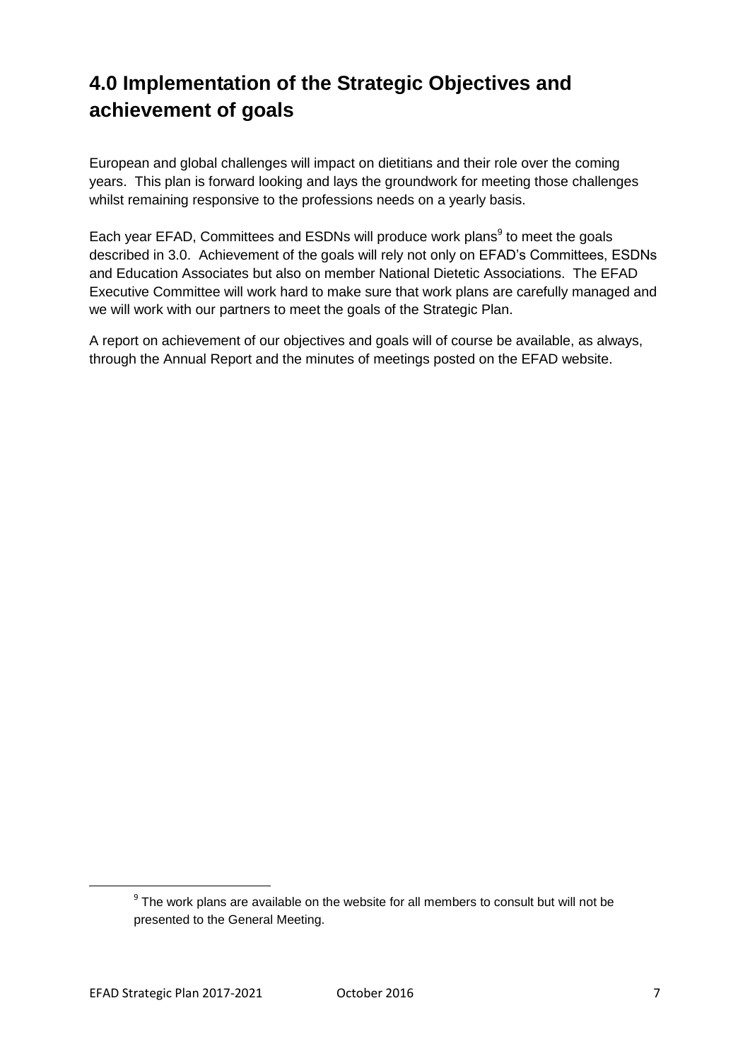# 4.0 Implementation of the Strategic Objectives and achievement of goals

European and global challenges will impact on dietitians and their role over the coming years. This plan is forward looking and lays the groundwork for meeting those challenges whilst remaining responsive to the professions needs on a yearly basis.

Each year EFAD, Committees and ESDNs will produce work plans[9] to meet the goals described in 3.0. Achievement of the goals will rely not only on EFAD's Committees, ESDNs and Education Associates but also on member National Dietetic Associations. The EFAD Executive Committee will work hard to make sure that work plans are carefully managed and we will work with our partners to meet the goals of the Strategic Plan.

A report on achievement of our objectives and goals will of course be available, as always, through the Annual Report and the minutes of meetings posted on the EFAD website.

[9] The work plans are available on the website for all members to consult but will not be presented to the General Meeting.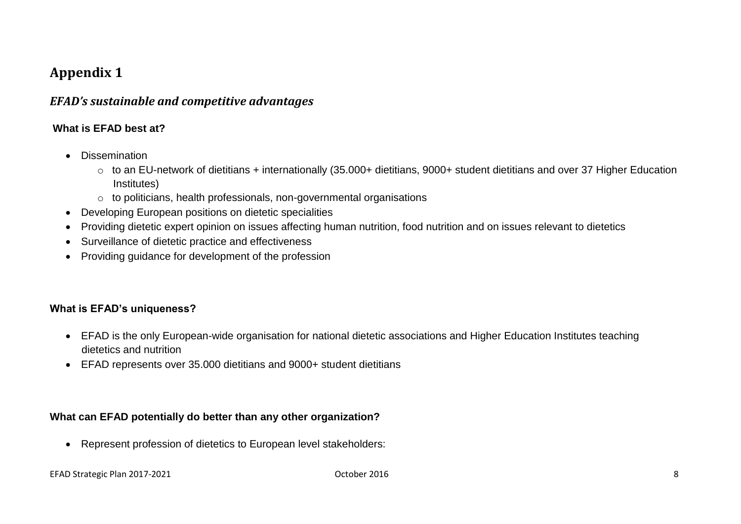# Appendix 1

## *EFAD's sustainable and competitive advantages*

**What is EFAD best at?**

- Dissemination
  - to an EU-network of dietitians + internationally (35.000+ dietitians, 9000+ student dietitians and over 37 Higher Education Institutes)
  - to politicians, health professionals, non-governmental organisations
- Developing European positions on dietetic specialities
- Providing dietetic expert opinion on issues affecting human nutrition, food nutrition and on issues relevant to dietetics
- Surveillance of dietetic practice and effectiveness
- Providing guidance for development of the profession

**What is EFAD's uniqueness?**

- EFAD is the only European-wide organisation for national dietetic associations and Higher Education Institutes teaching dietetics and nutrition
- EFAD represents over 35.000 dietitians and 9000+ student dietitians

**What can EFAD potentially do better than any other organization?**

- Represent profession of dietetics to European level stakeholders: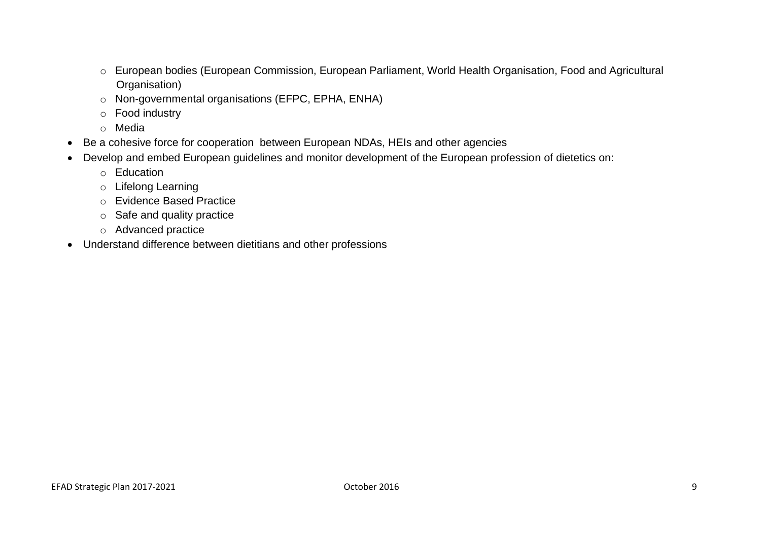- European bodies (European Commission, European Parliament, World Health Organisation, Food and Agricultural Organisation)
  - Non-governmental organisations (EFPC, EPHA, ENHA)
  - Food industry
  - Media
- Be a cohesive force for cooperation between European NDAs, HEIs and other agencies
- Develop and embed European guidelines and monitor development of the European profession of dietetics on:
  - Education
  - Lifelong Learning
  - Evidence Based Practice
  - Safe and quality practice
  - Advanced practice
- Understand difference between dietitians and other professions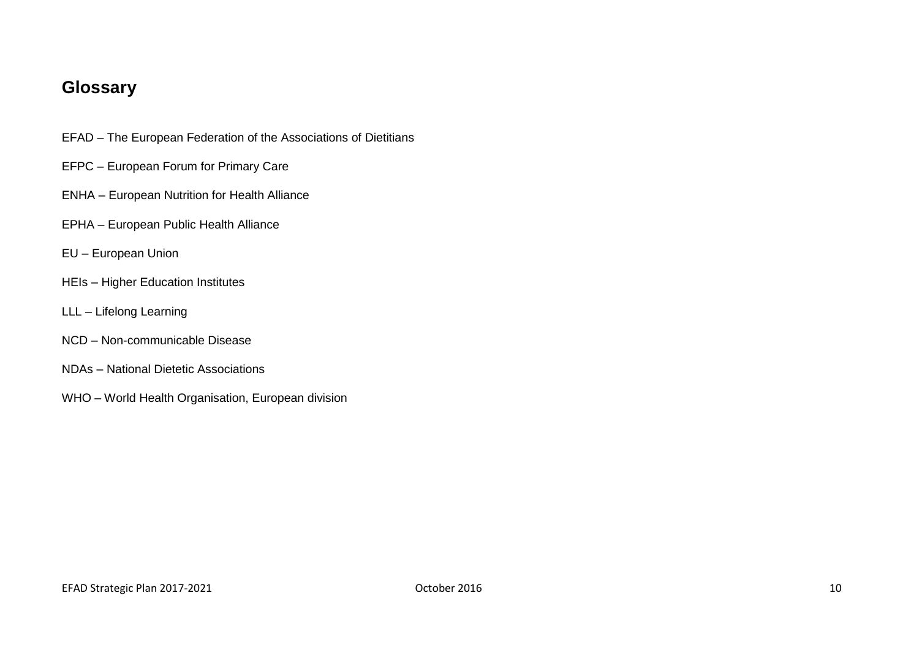## Glossary

EFAD – The European Federation of the Associations of Dietitians

EFPC – European Forum for Primary Care

ENHA – European Nutrition for Health Alliance

EPHA – European Public Health Alliance

EU – European Union

HEIs – Higher Education Institutes

LLL – Lifelong Learning

NCD – Non-communicable Disease

NDAs – National Dietetic Associations

WHO – World Health Organisation, European division